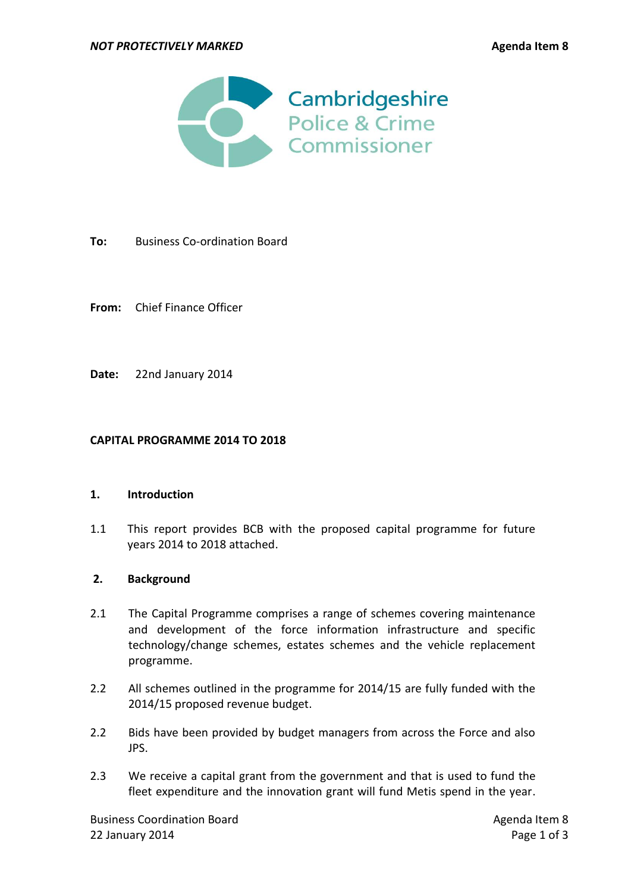**NOT PROTECTIVELY MARKED** **Agenda Item 8**

Cambridgeshire
Police & Crime
Commissioner

**To:** Business Co-ordination Board

**From:** Chief Finance Officer

**Date:** 22nd January 2014

**CAPITAL PROGRAMME 2014 TO 2018**

**1. Introduction**

1.1 This report provides BCB with the proposed capital programme for future years 2014 to 2018 attached.

**2. Background**

2.1 The Capital Programme comprises a range of schemes covering maintenance and development of the force information infrastructure and specific technology/change schemes, estates schemes and the vehicle replacement programme.

2.2 All schemes outlined in the programme for 2014/15 are fully funded with the 2014/15 proposed revenue budget.

2.2 Bids have been provided by budget managers from across the Force and also JPS.

2.3 We receive a capital grant from the government and that is used to fund the fleet expenditure and the innovation grant will fund Metis spend in the year.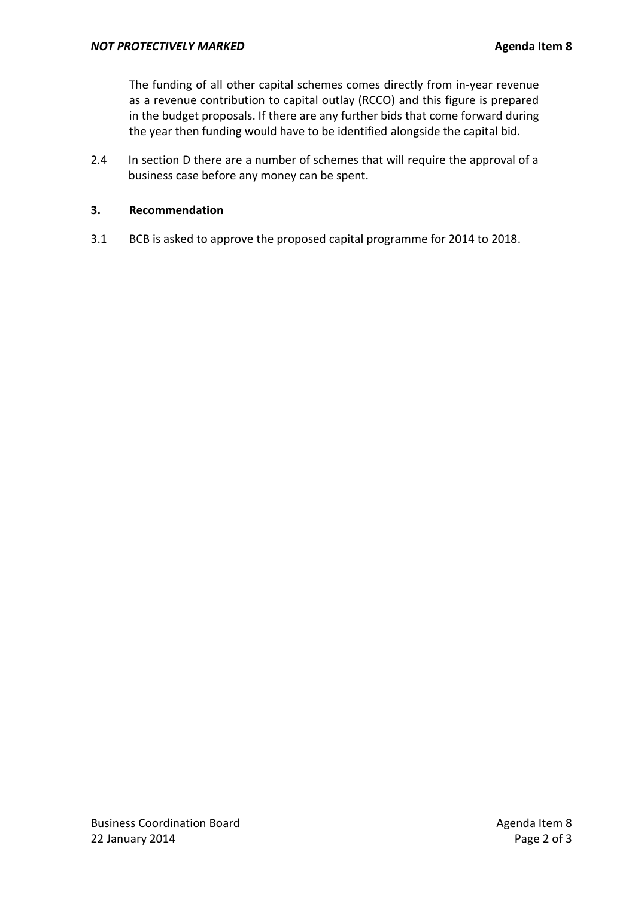The funding of all other capital schemes comes directly from in-year revenue as a revenue contribution to capital outlay (RCCO) and this figure is prepared in the budget proposals. If there are any further bids that come forward during the year then funding would have to be identified alongside the capital bid.

2.4 In section D there are a number of schemes that will require the approval of a business case before any money can be spent.

### 3. Recommendation

3.1 BCB is asked to approve the proposed capital programme for 2014 to 2018.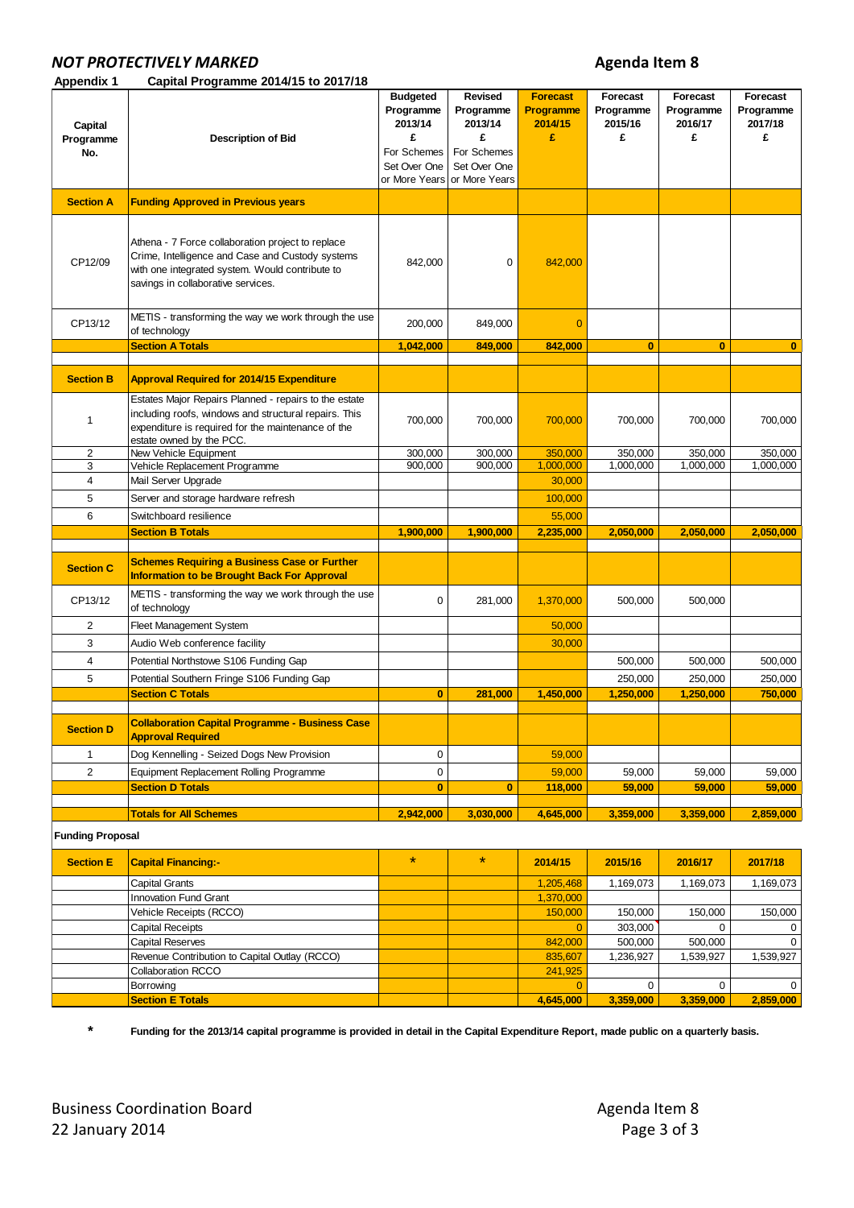**NOT PROTECTIVELY MARKED**

**Agenda Item 8**

**Appendix 1 Capital Programme 2014/15 to 2017/18**

| Capital Programme No. | Description of Bid | Budgeted Programme 2013/14 £ For Schemes Set Over One or More Years | Revised Programme 2013/14 £ For Schemes Set Over One or More Years | Forecast Programme 2014/15 £ | Forecast Programme 2015/16 £ | Forecast Programme 2016/17 £ | Forecast Programme 2017/18 £ |
|---|---|---|---|---|---|---|---|
| **Section A** | **Funding Approved in Previous years** | | | | | | |
| CP12/09 | Athena - 7 Force collaboration project to replace Crime, Intelligence and Case and Custody systems with one integrated system. Would contribute to savings in collaborative services. | 842,000 | 0 | 842,000 | | | |
| CP13/12 | METIS - transforming the way we work through the use of technology | 200,000 | 849,000 | 0 | | | |
| | **Section A Totals** | **1,042,000** | **849,000** | **842,000** | **0** | **0** | **0** |
| **Section B** | **Approval Required for 2014/15 Expenditure** | | | | | | |
| 1 | Estates Major Repairs Planned - repairs to the estate including roofs, windows and structural repairs. This expenditure is required for the maintenance of the estate owned by the PCC. | 700,000 | 700,000 | 700,000 | 700,000 | 700,000 | 700,000 |
| 2 | New Vehicle Equipment | 300,000 | 300,000 | 350,000 | 350,000 | 350,000 | 350,000 |
| 3 | Vehicle Replacement Programme | 900,000 | 900,000 | 1,000,000 | 1,000,000 | 1,000,000 | 1,000,000 |
| 4 | Mail Server Upgrade | | | 30,000 | | | |
| 5 | Server and storage hardware refresh | | | 100,000 | | | |
| 6 | Switchboard resilience | | | 55,000 | | | |
| | **Section B Totals** | **1,900,000** | **1,900,000** | **2,235,000** | **2,050,000** | **2,050,000** | **2,050,000** |
| **Section C** | **Schemes Requiring a Business Case or Further Information to be Brought Back For Approval** | | | | | | |
| CP13/12 | METIS - transforming the way we work through the use of technology | 0 | 281,000 | 1,370,000 | 500,000 | 500,000 | |
| 2 | Fleet Management System | | | 50,000 | | | |
| 3 | Audio Web conference facility | | | 30,000 | | | |
| 4 | Potential Northstowe S106 Funding Gap | | | | 500,000 | 500,000 | 500,000 |
| 5 | Potential Southern Fringe S106 Funding Gap | | | | 250,000 | 250,000 | 250,000 |
| | **Section C Totals** | **0** | **281,000** | **1,450,000** | **1,250,000** | **1,250,000** | **750,000** |
| **Section D** | **Collaboration Capital Programme - Business Case Approval Required** | | | | | | |
| 1 | Dog Kennelling - Seized Dogs New Provision | 0 | | 59,000 | | | |
| 2 | Equipment Replacement Rolling Programme | 0 | | 59,000 | 59,000 | 59,000 | 59,000 |
| | **Section D Totals** | **0** | **0** | **118,000** | **59,000** | **59,000** | **59,000** |
| | **Totals for All Schemes** | **2,942,000** | **3,030,000** | **4,645,000** | **3,359,000** | **3,359,000** | **2,859,000** |

**Funding Proposal**

| | | | | | | | |
|---|---|---|---|---|---|---|---|
| **Section E** | **Capital Financing:-** | * | * | **2014/15** | **2015/16** | **2016/17** | **2017/18** |
| | Capital Grants | | | 1,205,468 | 1,169,073 | 1,169,073 | 1,169,073 |
| | Innovation Fund Grant | | | 1,370,000 | | | |
| | Vehicle Receipts (RCCO) | | | 150,000 | 150,000 | 150,000 | 150,000 |
| | Capital Receipts | | | 0 | 303,000 | 0 | 0 |
| | Capital Reserves | | | 842,000 | 500,000 | 500,000 | 0 |
| | Revenue Contribution to Capital Outlay (RCCO) | | | 835,607 | 1,236,927 | 1,539,927 | 1,539,927 |
| | Collaboration RCCO | | | 241,925 | | | |
| | Borrowing | | | 0 | 0 | 0 | 0 |
| | **Section E Totals** | | | **4,645,000** | **3,359,000** | **3,359,000** | **2,859,000** |

\* **Funding for the 2013/14 capital programme is provided in detail in the Capital Expenditure Report, made public on a quarterly basis.**

Business Coordination Board
22 January 2014